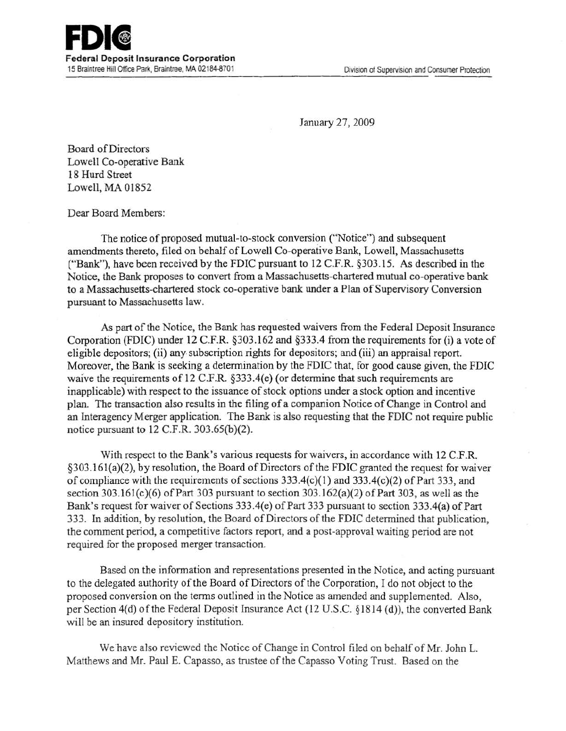**FDIC**
**Federal Deposit Insurance Corporation**
15 Braintree Hill Office Park, Braintree, MA 02184-8701

Division of Supervision and Consumer Protection

January 27, 2009

Board of Directors
Lowell Co-operative Bank
18 Hurd Street
Lowell, MA 01852

Dear Board Members:

The notice of proposed mutual-to-stock conversion ("Notice") and subsequent amendments thereto, filed on behalf of Lowell Co-operative Bank, Lowell, Massachusetts ("Bank"), have been received by the FDIC pursuant to 12 C.F.R. §303.15. As described in the Notice, the Bank proposes to convert from a Massachusetts-chartered mutual co-operative bank to a Massachusetts-chartered stock co-operative bank under a Plan of Supervisory Conversion pursuant to Massachusetts law.

As part of the Notice, the Bank has requested waivers from the Federal Deposit Insurance Corporation (FDIC) under 12 C.F.R. §303.162 and §333.4 from the requirements for (i) a vote of eligible depositors; (ii) any subscription rights for depositors; and (iii) an appraisal report. Moreover, the Bank is seeking a determination by the FDIC that, for good cause given, the FDIC waive the requirements of 12 C.F.R. §333.4(e) (or determine that such requirements are inapplicable) with respect to the issuance of stock options under a stock option and incentive plan. The transaction also results in the filing of a companion Notice of Change in Control and an Interagency Merger application. The Bank is also requesting that the FDIC not require public notice pursuant to 12 C.F.R. 303.65(b)(2).

With respect to the Bank's various requests for waivers, in accordance with 12 C.F.R. §303.161(a)(2), by resolution, the Board of Directors of the FDIC granted the request for waiver of compliance with the requirements of sections 333.4(c)(1) and 333.4(c)(2) of Part 333, and section 303.161(c)(6) of Part 303 pursuant to section 303.162(a)(2) of Part 303, as well as the Bank's request for waiver of Sections 333.4(e) of Part 333 pursuant to section 333.4(a) of Part 333. In addition, by resolution, the Board of Directors of the FDIC determined that publication, the comment period, a competitive factors report, and a post-approval waiting period are not required for the proposed merger transaction.

Based on the information and representations presented in the Notice, and acting pursuant to the delegated authority of the Board of Directors of the Corporation, I do not object to the proposed conversion on the terms outlined in the Notice as amended and supplemented. Also, per Section 4(d) of the Federal Deposit Insurance Act (12 U.S.C. §1814 (d)), the converted Bank will be an insured depository institution.

We have also reviewed the Notice of Change in Control filed on behalf of Mr. John L. Matthews and Mr. Paul E. Capasso, as trustee of the Capasso Voting Trust. Based on the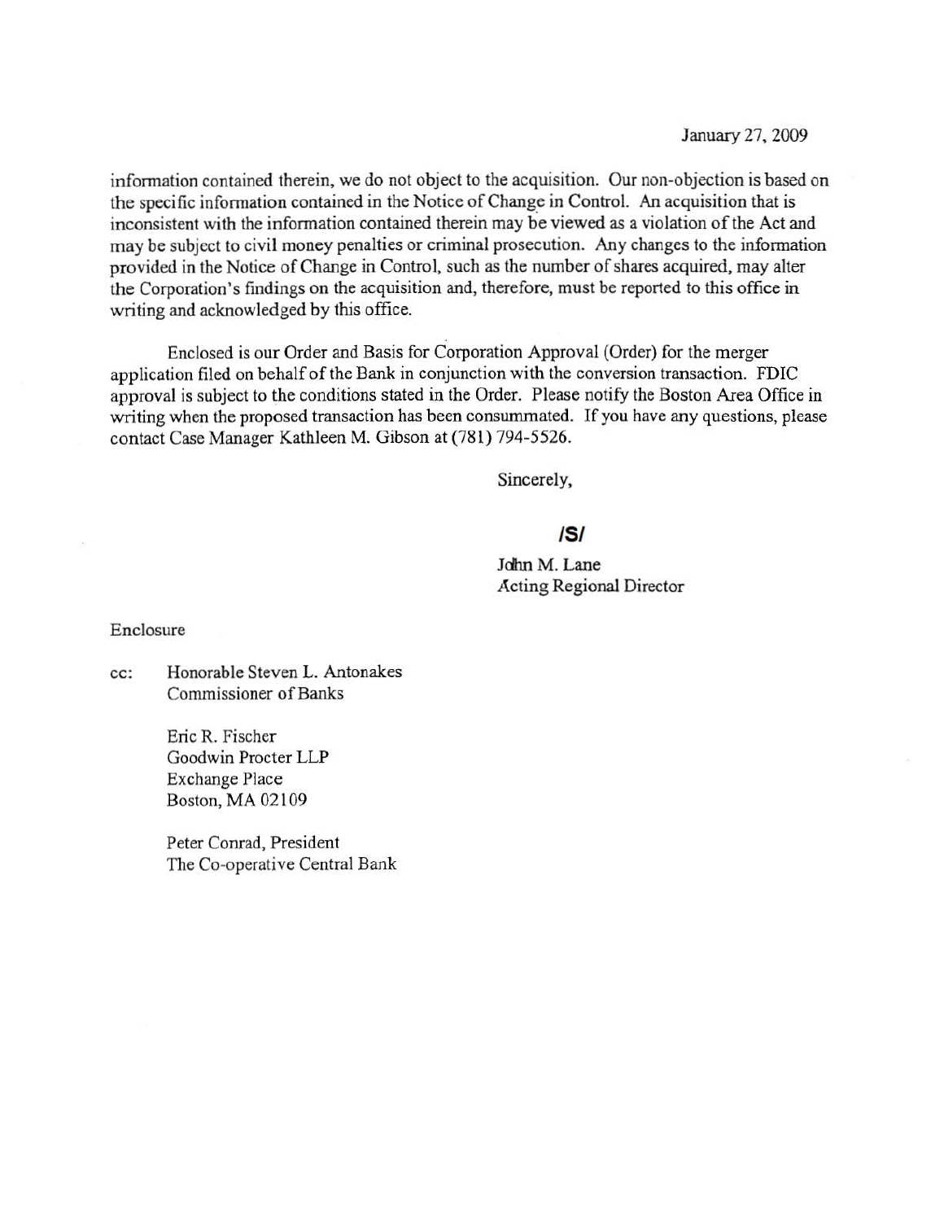January 27, 2009

information contained therein, we do not object to the acquisition. Our non-objection is based on the specific information contained in the Notice of Change in Control. An acquisition that is inconsistent with the information contained therein may be viewed as a violation of the Act and may be subject to civil money penalties or criminal prosecution. Any changes to the information provided in the Notice of Change in Control, such as the number of shares acquired, may alter the Corporation's findings on the acquisition and, therefore, must be reported to this office in writing and acknowledged by this office.

Enclosed is our Order and Basis for Corporation Approval (Order) for the merger application filed on behalf of the Bank in conjunction with the conversion transaction. FDIC approval is subject to the conditions stated in the Order. Please notify the Boston Area Office in writing when the proposed transaction has been consummated. If you have any questions, please contact Case Manager Kathleen M. Gibson at (781) 794-5526.

Sincerely,

**/S/**

John M. Lane
Acting Regional Director

Enclosure

cc: Honorable Steven L. Antonakes
Commissioner of Banks

Eric R. Fischer
Goodwin Procter LLP
Exchange Place
Boston, MA 02109

Peter Conrad, President
The Co-operative Central Bank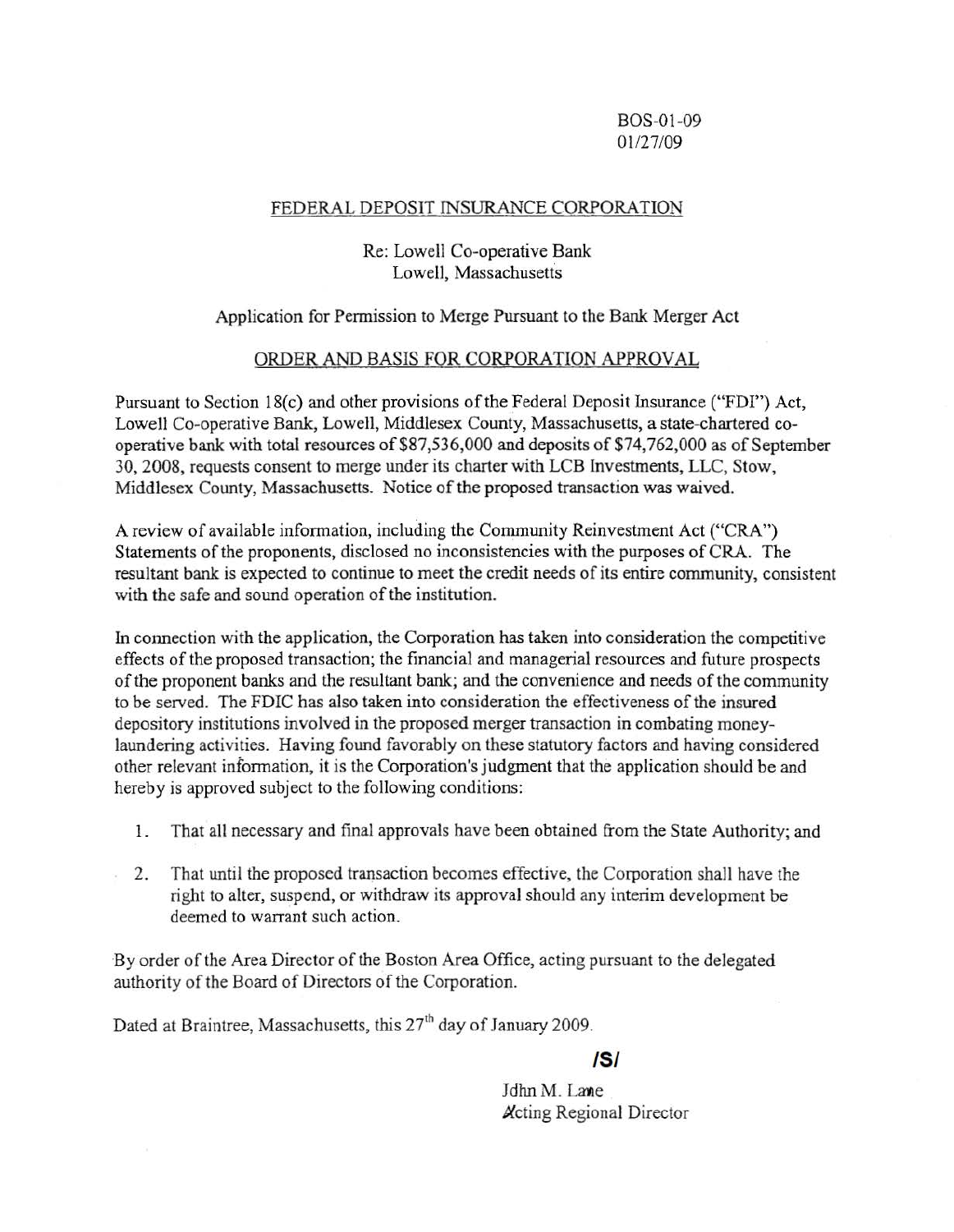BOS-01-09
01/27/09

FEDERAL DEPOSIT INSURANCE CORPORATION

Re: Lowell Co-operative Bank
Lowell, Massachusetts

Application for Permission to Merge Pursuant to the Bank Merger Act

ORDER AND BASIS FOR CORPORATION APPROVAL

Pursuant to Section 18(c) and other provisions of the Federal Deposit Insurance ("FDI") Act, Lowell Co-operative Bank, Lowell, Middlesex County, Massachusetts, a state-chartered co-operative bank with total resources of $87,536,000 and deposits of $74,762,000 as of September 30, 2008, requests consent to merge under its charter with LCB Investments, LLC, Stow, Middlesex County, Massachusetts. Notice of the proposed transaction was waived.

A review of available information, including the Community Reinvestment Act ("CRA") Statements of the proponents, disclosed no inconsistencies with the purposes of CRA. The resultant bank is expected to continue to meet the credit needs of its entire community, consistent with the safe and sound operation of the institution.

In connection with the application, the Corporation has taken into consideration the competitive effects of the proposed transaction; the financial and managerial resources and future prospects of the proponent banks and the resultant bank; and the convenience and needs of the community to be served. The FDIC has also taken into consideration the effectiveness of the insured depository institutions involved in the proposed merger transaction in combating money-laundering activities. Having found favorably on these statutory factors and having considered other relevant information, it is the Corporation's judgment that the application should be and hereby is approved subject to the following conditions:

1. That all necessary and final approvals have been obtained from the State Authority; and

2. That until the proposed transaction becomes effective, the Corporation shall have the right to alter, suspend, or withdraw its approval should any interim development be deemed to warrant such action.

By order of the Area Director of the Boston Area Office, acting pursuant to the delegated authority of the Board of Directors of the Corporation.

Dated at Braintree, Massachusetts, this 27th day of January 2009.

/S/

John M. Lane
Acting Regional Director